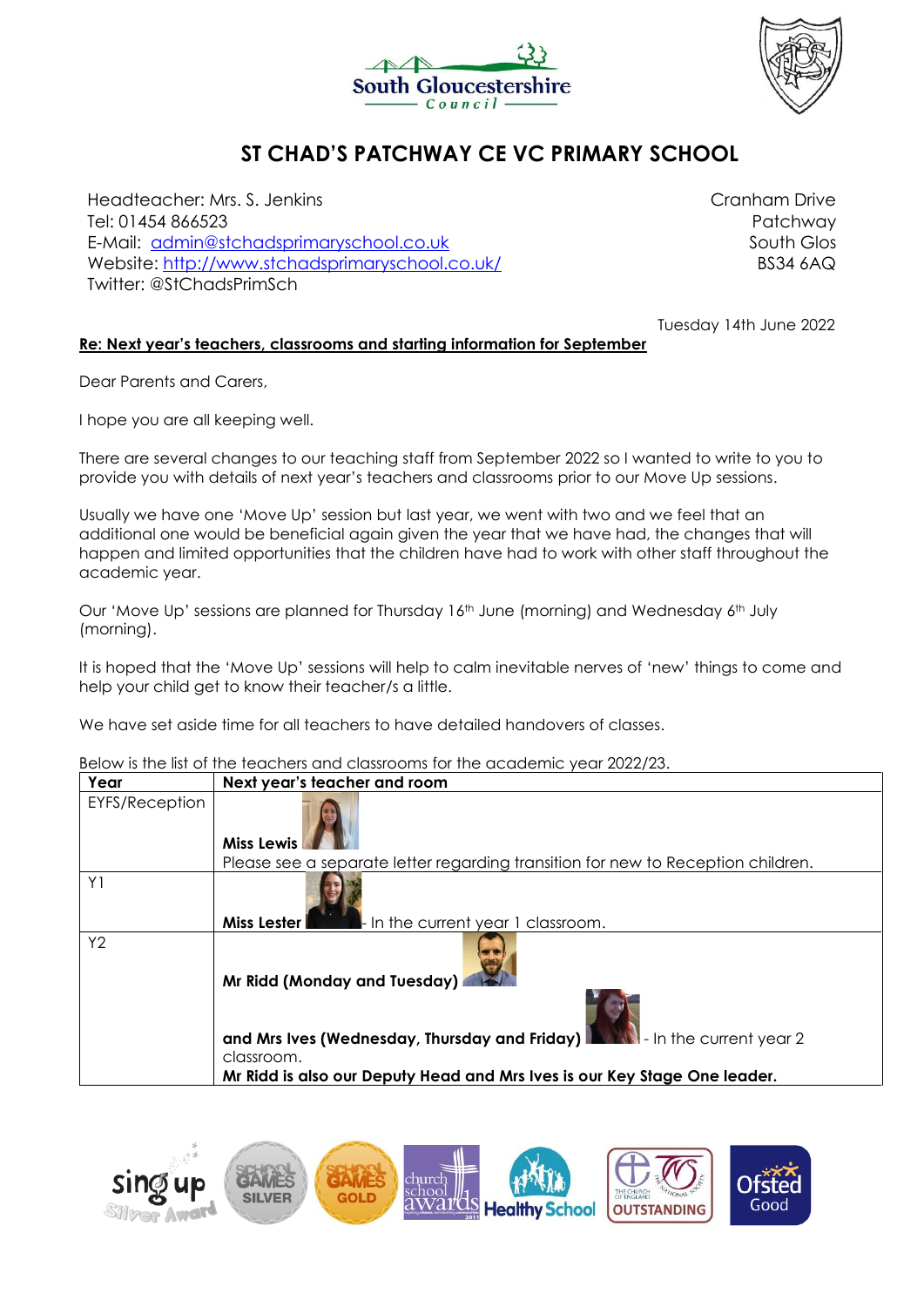# ST CHAD'S PATCHWAY CE VC PRIMARY SCHOOL

Headteacher: Mrs. S. Jenkins
Tel: 01454 866523
E-Mail: admin@stchadsprimaryschool.co.uk
Website: http://www.stchadsprimaryschool.co.uk/
Twitter: @StChadsPrimSch

Cranham Drive
Patchway
South Glos
BS34 6AQ

Tuesday 14th June 2022

**Re: Next year's teachers, classrooms and starting information for September**

Dear Parents and Carers,

I hope you are all keeping well.

There are several changes to our teaching staff from September 2022 so I wanted to write to you to provide you with details of next year's teachers and classrooms prior to our Move Up sessions.

Usually we have one 'Move Up' session but last year, we went with two and we feel that an additional one would be beneficial again given the year that we have had, the changes that will happen and limited opportunities that the children have had to work with other staff throughout the academic year.

Our 'Move Up' sessions are planned for Thursday 16th June (morning) and Wednesday 6th July (morning).

It is hoped that the 'Move Up' sessions will help to calm inevitable nerves of 'new' things to come and help your child get to know their teacher/s a little.

We have set aside time for all teachers to have detailed handovers of classes.

Below is the list of the teachers and classrooms for the academic year 2022/23.

| Year | Next year's teacher and room |
|---|---|
| EYFS/Reception | **Miss Lewis** Please see a separate letter regarding transition for new to Reception children. |
| Y1 | **Miss Lester** - In the current year 1 classroom. |
| Y2 | **Mr Ridd (Monday and Tuesday)** **and Mrs Ives (Wednesday, Thursday and Friday)** - In the current year 2 classroom. **Mr Ridd is also our Deputy Head and Mrs Ives is our Key Stage One leader.** |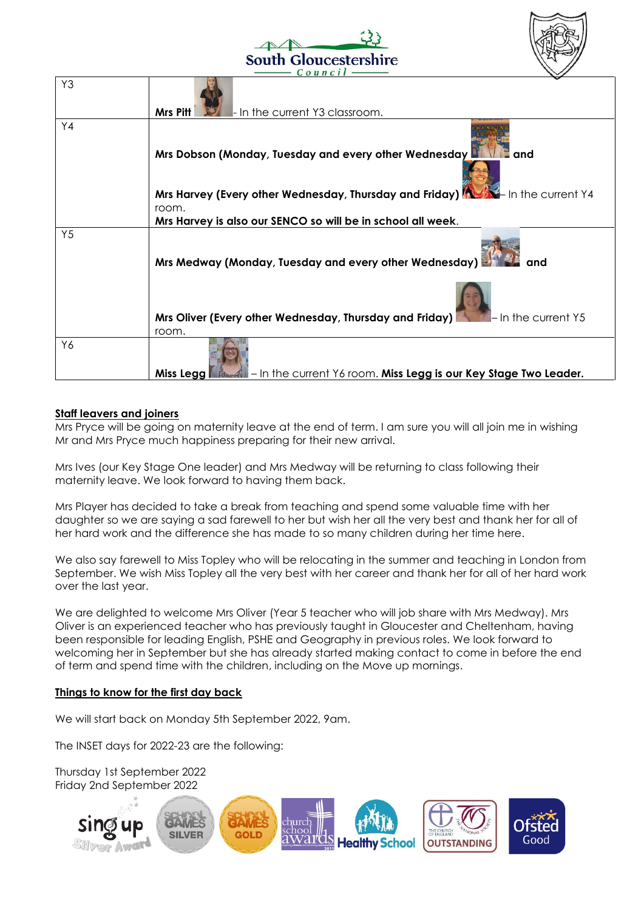| Y3 | **Mrs Pitt** - In the current Y3 classroom. |
| --- | --- |
| Y4 | **Mrs Dobson (Monday, Tuesday and every other Wednesday** and<br><br>**Mrs Harvey (Every other Wednesday, Thursday and Friday)** – In the current Y4 room.<br>**Mrs Harvey is also our SENCO so will be in school all week**. |
| Y5 | **Mrs Medway (Monday, Tuesday and every other Wednesday)** and<br><br>**Mrs Oliver (Every other Wednesday, Thursday and Friday)** – In the current Y5 room. |
| Y6 | **Miss Legg** – In the current Y6 room. **Miss Legg is our Key Stage Two Leader.** |

## Staff leavers and joiners

Mrs Pryce will be going on maternity leave at the end of term. I am sure you will all join me in wishing Mr and Mrs Pryce much happiness preparing for their new arrival.

Mrs Ives (our Key Stage One leader) and Mrs Medway will be returning to class following their maternity leave. We look forward to having them back.

Mrs Player has decided to take a break from teaching and spend some valuable time with her daughter so we are saying a sad farewell to her but wish her all the very best and thank her for all of her hard work and the difference she has made to so many children during her time here.

We also say farewell to Miss Topley who will be relocating in the summer and teaching in London from September. We wish Miss Topley all the very best with her career and thank her for all of her hard work over the last year.

We are delighted to welcome Mrs Oliver (Year 5 teacher who will job share with Mrs Medway). Mrs Oliver is an experienced teacher who has previously taught in Gloucester and Cheltenham, having been responsible for leading English, PSHE and Geography in previous roles. We look forward to welcoming her in September but she has already started making contact to come in before the end of term and spend time with the children, including on the Move up mornings.

## Things to know for the first day back

We will start back on Monday 5th September 2022, 9am.

The INSET days for 2022-23 are the following:

Thursday 1st September 2022
Friday 2nd September 2022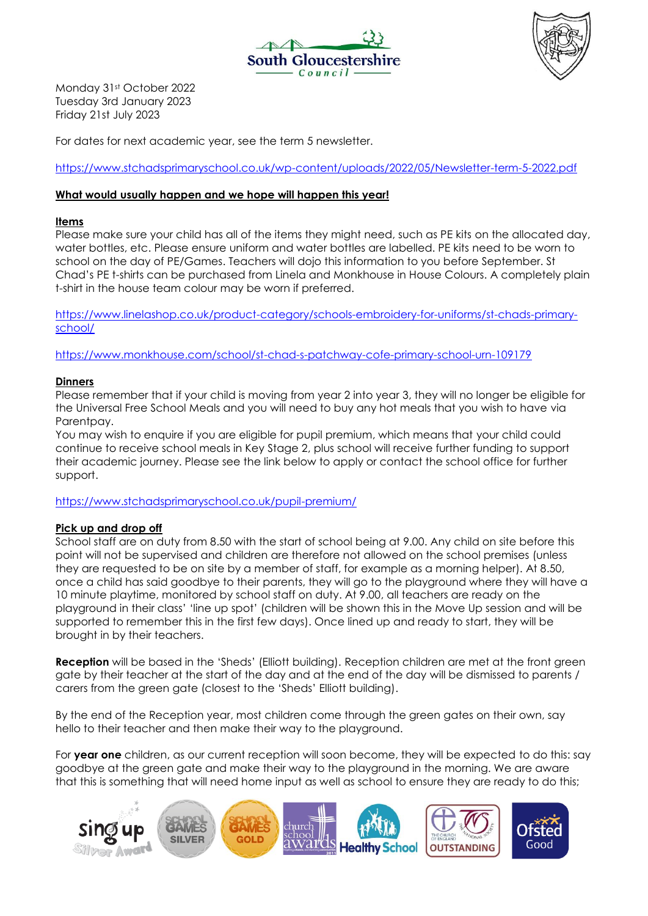Monday 31st October 2022
Tuesday 3rd January 2023
Friday 21st July 2023

For dates for next academic year, see the term 5 newsletter.

https://www.stchadsprimaryschool.co.uk/wp-content/uploads/2022/05/Newsletter-term-5-2022.pdf

**What would usually happen and we hope will happen this year!**

**Items**

Please make sure your child has all of the items they might need, such as PE kits on the allocated day, water bottles, etc. Please ensure uniform and water bottles are labelled. PE kits need to be worn to school on the day of PE/Games. Teachers will dojo this information to you before September. St Chad's PE t-shirts can be purchased from Linela and Monkhouse in House Colours. A completely plain t-shirt in the house team colour may be worn if preferred.

https://www.linelashop.co.uk/product-category/schools-embroidery-for-uniforms/st-chads-primary-school/

https://www.monkhouse.com/school/st-chad-s-patchway-cofe-primary-school-urn-109179

**Dinners**

Please remember that if your child is moving from year 2 into year 3, they will no longer be eligible for the Universal Free School Meals and you will need to buy any hot meals that you wish to have via Parentpay.

You may wish to enquire if you are eligible for pupil premium, which means that your child could continue to receive school meals in Key Stage 2, plus school will receive further funding to support their academic journey. Please see the link below to apply or contact the school office for further support.

https://www.stchadsprimaryschool.co.uk/pupil-premium/

**Pick up and drop off**

School staff are on duty from 8.50 with the start of school being at 9.00. Any child on site before this point will not be supervised and children are therefore not allowed on the school premises (unless they are requested to be on site by a member of staff, for example as a morning helper). At 8.50, once a child has said goodbye to their parents, they will go to the playground where they will have a 10 minute playtime, monitored by school staff on duty. At 9.00, all teachers are ready on the playground in their class' 'line up spot' (children will be shown this in the Move Up session and will be supported to remember this in the first few days). Once lined up and ready to start, they will be brought in by their teachers.

**Reception** will be based in the 'Sheds' (Elliott building). Reception children are met at the front green gate by their teacher at the start of the day and at the end of the day will be dismissed to parents / carers from the green gate (closest to the 'Sheds' Elliott building).

By the end of the Reception year, most children come through the green gates on their own, say hello to their teacher and then make their way to the playground.

For **year one** children, as our current reception will soon become, they will be expected to do this: say goodbye at the green gate and make their way to the playground in the morning. We are aware that this is something that will need home input as well as school to ensure they are ready to do this;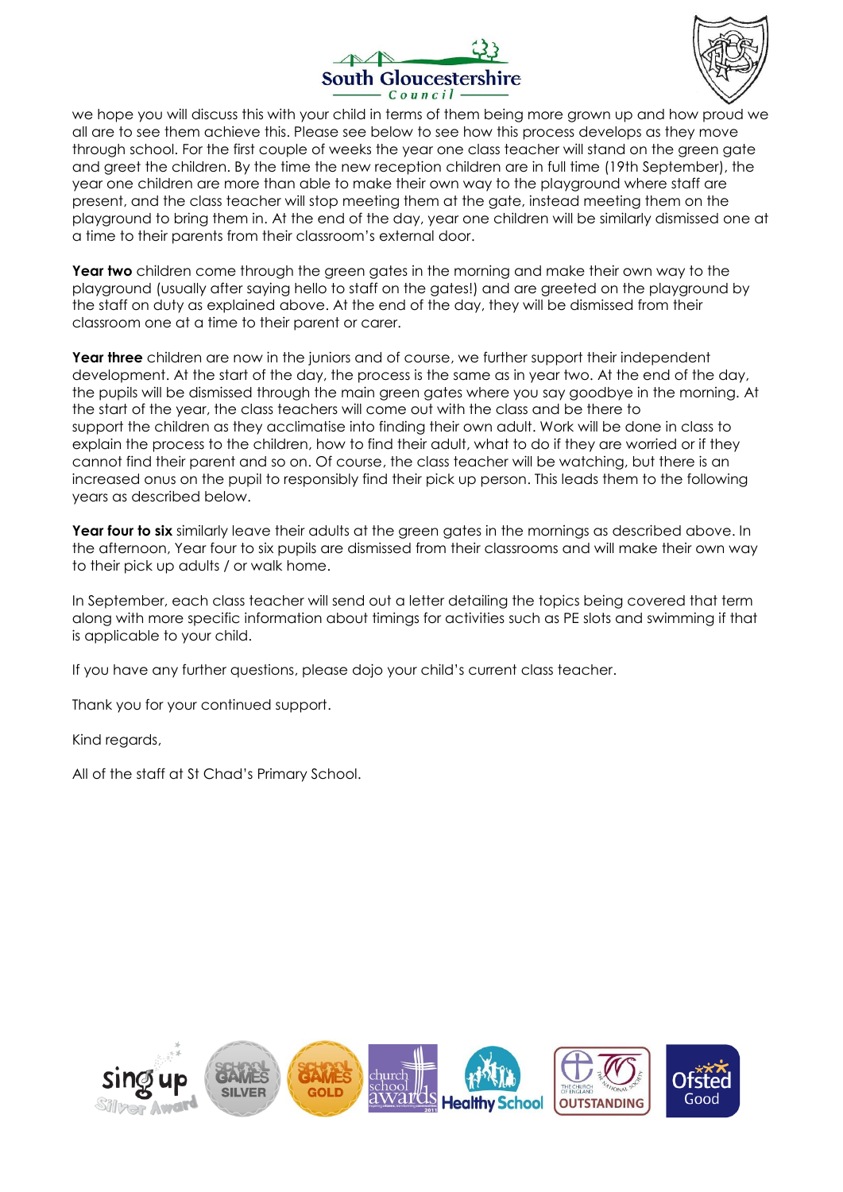we hope you will discuss this with your child in terms of them being more grown up and how proud we all are to see them achieve this. Please see below to see how this process develops as they move through school. For the first couple of weeks the year one class teacher will stand on the green gate and greet the children. By the time the new reception children are in full time (19th September), the year one children are more than able to make their own way to the playground where staff are present, and the class teacher will stop meeting them at the gate, instead meeting them on the playground to bring them in. At the end of the day, year one children will be similarly dismissed one at a time to their parents from their classroom's external door.

**Year two** children come through the green gates in the morning and make their own way to the playground (usually after saying hello to staff on the gates!) and are greeted on the playground by the staff on duty as explained above. At the end of the day, they will be dismissed from their classroom one at a time to their parent or carer.

**Year three** children are now in the juniors and of course, we further support their independent development. At the start of the day, the process is the same as in year two. At the end of the day, the pupils will be dismissed through the main green gates where you say goodbye in the morning. At the start of the year, the class teachers will come out with the class and be there to support the children as they acclimatise into finding their own adult. Work will be done in class to explain the process to the children, how to find their adult, what to do if they are worried or if they cannot find their parent and so on. Of course, the class teacher will be watching, but there is an increased onus on the pupil to responsibly find their pick up person. This leads them to the following years as described below.

**Year four to six** similarly leave their adults at the green gates in the mornings as described above. In the afternoon, Year four to six pupils are dismissed from their classrooms and will make their own way to their pick up adults / or walk home.

In September, each class teacher will send out a letter detailing the topics being covered that term along with more specific information about timings for activities such as PE slots and swimming if that is applicable to your child.

If you have any further questions, please dojo your child's current class teacher.

Thank you for your continued support.

Kind regards,

All of the staff at St Chad's Primary School.